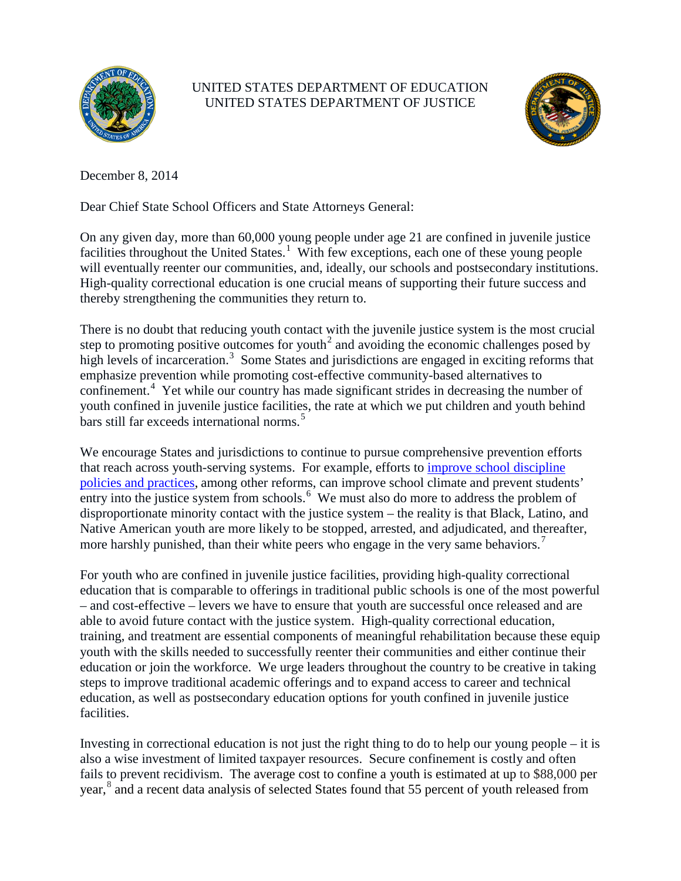UNITED STATES DEPARTMENT OF EDUCATION
UNITED STATES DEPARTMENT OF JUSTICE

December 8, 2014

Dear Chief State School Officers and State Attorneys General:

On any given day, more than 60,000 young people under age 21 are confined in juvenile justice facilities throughout the United States.[1] With few exceptions, each one of these young people will eventually reenter our communities, and, ideally, our schools and postsecondary institutions. High-quality correctional education is one crucial means of supporting their future success and thereby strengthening the communities they return to.

There is no doubt that reducing youth contact with the juvenile justice system is the most crucial step to promoting positive outcomes for youth[2] and avoiding the economic challenges posed by high levels of incarceration.[3] Some States and jurisdictions are engaged in exciting reforms that emphasize prevention while promoting cost-effective community-based alternatives to confinement.[4] Yet while our country has made significant strides in decreasing the number of youth confined in juvenile justice facilities, the rate at which we put children and youth behind bars still far exceeds international norms.[5]

We encourage States and jurisdictions to continue to pursue comprehensive prevention efforts that reach across youth-serving systems. For example, efforts to improve school discipline policies and practices, among other reforms, can improve school climate and prevent students' entry into the justice system from schools.[6] We must also do more to address the problem of disproportionate minority contact with the justice system – the reality is that Black, Latino, and Native American youth are more likely to be stopped, arrested, and adjudicated, and thereafter, more harshly punished, than their white peers who engage in the very same behaviors.[7]

For youth who are confined in juvenile justice facilities, providing high-quality correctional education that is comparable to offerings in traditional public schools is one of the most powerful – and cost-effective – levers we have to ensure that youth are successful once released and are able to avoid future contact with the justice system. High-quality correctional education, training, and treatment are essential components of meaningful rehabilitation because these equip youth with the skills needed to successfully reenter their communities and either continue their education or join the workforce. We urge leaders throughout the country to be creative in taking steps to improve traditional academic offerings and to expand access to career and technical education, as well as postsecondary education options for youth confined in juvenile justice facilities.

Investing in correctional education is not just the right thing to do to help our young people – it is also a wise investment of limited taxpayer resources. Secure confinement is costly and often fails to prevent recidivism. The average cost to confine a youth is estimated at up to $88,000 per year,[8] and a recent data analysis of selected States found that 55 percent of youth released from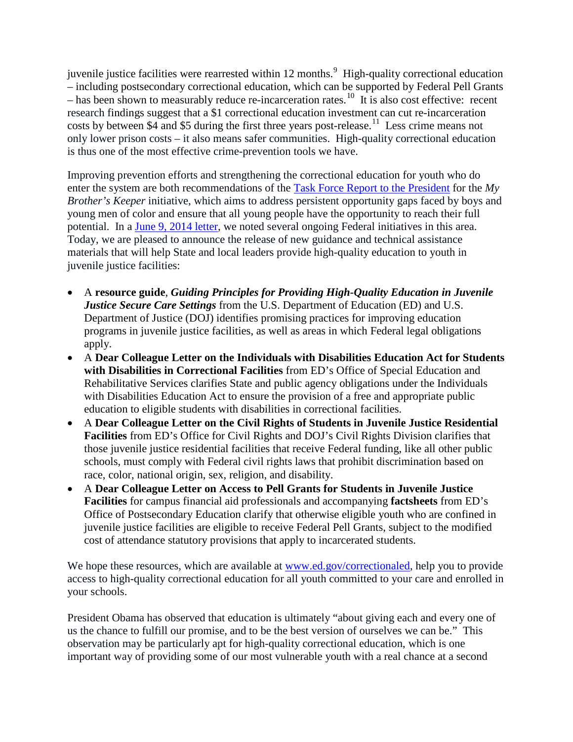juvenile justice facilities were rearrested within 12 months.[9] High-quality correctional education – including postsecondary correctional education, which can be supported by Federal Pell Grants – has been shown to measurably reduce re-incarceration rates.[10] It is also cost effective: recent research findings suggest that a $1 correctional education investment can cut re-incarceration costs by between $4 and $5 during the first three years post-release.[11] Less crime means not only lower prison costs – it also means safer communities. High-quality correctional education is thus one of the most effective crime-prevention tools we have.

Improving prevention efforts and strengthening the correctional education for youth who do enter the system are both recommendations of the [Task Force Report to the President](#) for the *My Brother's Keeper* initiative, which aims to address persistent opportunity gaps faced by boys and young men of color and ensure that all young people have the opportunity to reach their full potential. In a [June 9, 2014 letter](#), we noted several ongoing Federal initiatives in this area. Today, we are pleased to announce the release of new guidance and technical assistance materials that will help State and local leaders provide high-quality education to youth in juvenile justice facilities:

- A **resource guide**, ***Guiding Principles for Providing High-Quality Education in Juvenile Justice Secure Care Settings*** from the U.S. Department of Education (ED) and U.S. Department of Justice (DOJ) identifies promising practices for improving education programs in juvenile justice facilities, as well as areas in which Federal legal obligations apply.
- A **Dear Colleague Letter on the Individuals with Disabilities Education Act for Students with Disabilities in Correctional Facilities** from ED's Office of Special Education and Rehabilitative Services clarifies State and public agency obligations under the Individuals with Disabilities Education Act to ensure the provision of a free and appropriate public education to eligible students with disabilities in correctional facilities.
- A **Dear Colleague Letter on the Civil Rights of Students in Juvenile Justice Residential Facilities** from ED's Office for Civil Rights and DOJ's Civil Rights Division clarifies that those juvenile justice residential facilities that receive Federal funding, like all other public schools, must comply with Federal civil rights laws that prohibit discrimination based on race, color, national origin, sex, religion, and disability.
- A **Dear Colleague Letter on Access to Pell Grants for Students in Juvenile Justice Facilities** for campus financial aid professionals and accompanying **factsheets** from ED's Office of Postsecondary Education clarify that otherwise eligible youth who are confined in juvenile justice facilities are eligible to receive Federal Pell Grants, subject to the modified cost of attendance statutory provisions that apply to incarcerated students.

We hope these resources, which are available at [www.ed.gov/correctionaled](www.ed.gov/correctionaled), help you to provide access to high-quality correctional education for all youth committed to your care and enrolled in your schools.

President Obama has observed that education is ultimately "about giving each and every one of us the chance to fulfill our promise, and to be the best version of ourselves we can be." This observation may be particularly apt for high-quality correctional education, which is one important way of providing some of our most vulnerable youth with a real chance at a second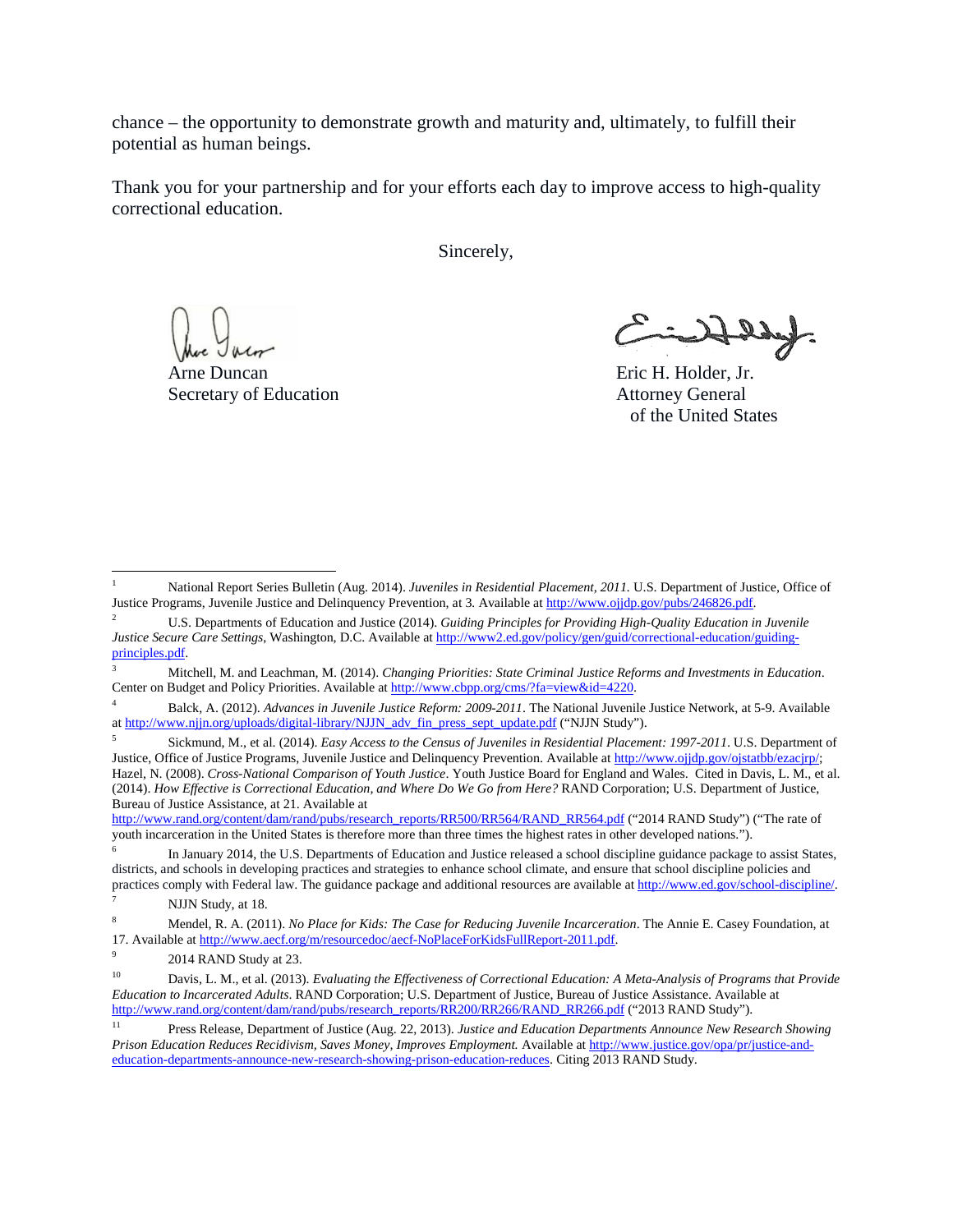chance – the opportunity to demonstrate growth and maturity and, ultimately, to fulfill their potential as human beings.

Thank you for your partnership and for your efforts each day to improve access to high-quality correctional education.

Sincerely,

Arne Duncan
Secretary of Education

Eric H. Holder, Jr.
Attorney General
of the United States

---

[1] National Report Series Bulletin (Aug. 2014). *Juveniles in Residential Placement, 2011*. U.S. Department of Justice, Office of Justice Programs, Juvenile Justice and Delinquency Prevention, at 3. Available at http://www.ojjdp.gov/pubs/246826.pdf.

[2] U.S. Departments of Education and Justice (2014). *Guiding Principles for Providing High-Quality Education in Juvenile Justice Secure Care Settings*, Washington, D.C. Available at http://www2.ed.gov/policy/gen/guid/correctional-education/guiding-principles.pdf.

[3] Mitchell, M. and Leachman, M. (2014). *Changing Priorities: State Criminal Justice Reforms and Investments in Education*. Center on Budget and Policy Priorities. Available at http://www.cbpp.org/cms/?fa=view&id=4220.

[4] Balck, A. (2012). *Advances in Juvenile Justice Reform: 2009-2011*. The National Juvenile Justice Network, at 5-9. Available at http://www.njjn.org/uploads/digital-library/NJJN_adv_fin_press_sept_update.pdf ("NJJN Study").

[5] Sickmund, M., et al. (2014). *Easy Access to the Census of Juveniles in Residential Placement: 1997-2011*. U.S. Department of Justice, Office of Justice Programs, Juvenile Justice and Delinquency Prevention. Available at http://www.ojjdp.gov/ojstatbb/ezacjrp/; Hazel, N. (2008). *Cross-National Comparison of Youth Justice*. Youth Justice Board for England and Wales. Cited in Davis, L. M., et al. (2014). *How Effective is Correctional Education, and Where Do We Go from Here?* RAND Corporation; U.S. Department of Justice, Bureau of Justice Assistance, at 21. Available at http://www.rand.org/content/dam/rand/pubs/research_reports/RR500/RR564/RAND_RR564.pdf ("2014 RAND Study") ("The rate of youth incarceration in the United States is therefore more than three times the highest rates in other developed nations.").

[6] In January 2014, the U.S. Departments of Education and Justice released a school discipline guidance package to assist States, districts, and schools in developing practices and strategies to enhance school climate, and ensure that school discipline policies and practices comply with Federal law. The guidance package and additional resources are available at http://www.ed.gov/school-discipline/.

[7] NJJN Study, at 18.

[8] Mendel, R. A. (2011). *No Place for Kids: The Case for Reducing Juvenile Incarceration*. The Annie E. Casey Foundation, at 17. Available at http://www.aecf.org/m/resourcedoc/aecf-NoPlaceForKidsFullReport-2011.pdf.

[9] 2014 RAND Study at 23.

[10] Davis, L. M., et al. (2013). *Evaluating the Effectiveness of Correctional Education: A Meta-Analysis of Programs that Provide Education to Incarcerated Adults*. RAND Corporation; U.S. Department of Justice, Bureau of Justice Assistance. Available at http://www.rand.org/content/dam/rand/pubs/research_reports/RR200/RR266/RAND_RR266.pdf ("2013 RAND Study").

[11] Press Release, Department of Justice (Aug. 22, 2013). *Justice and Education Departments Announce New Research Showing Prison Education Reduces Recidivism, Saves Money, Improves Employment.* Available at http://www.justice.gov/opa/pr/justice-and-education-departments-announce-new-research-showing-prison-education-reduces. Citing 2013 RAND Study.